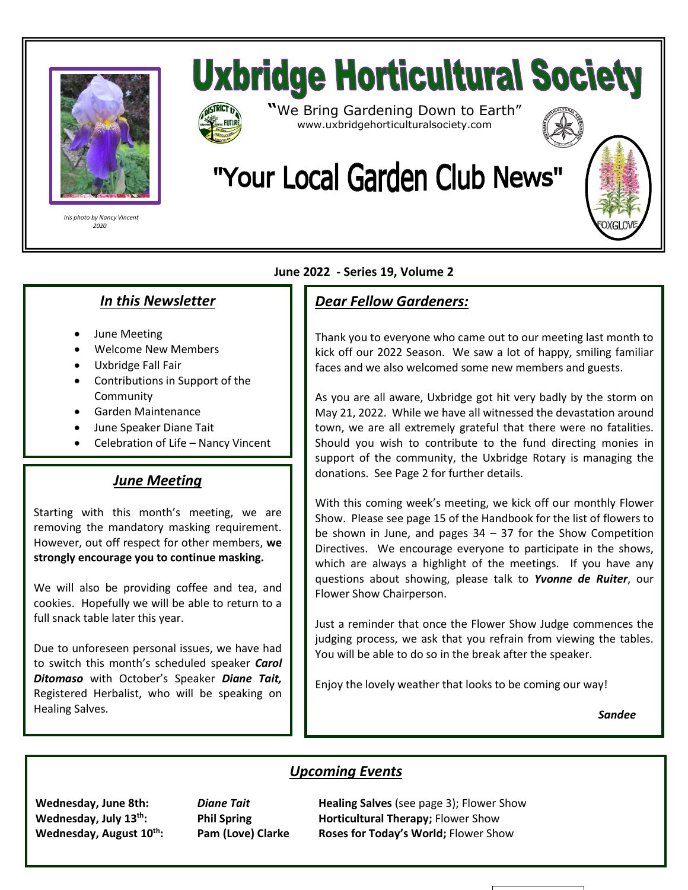# Uxbridge Horticultural Society

"We Bring Gardening Down to Earth"
www.uxbridgehorticulturalsociety.com

## "Your Local Garden Club News"

*Iris photo by Nancy Vincent 2020*

FOXGLOVE

**June 2022 - Series 19, Volume 2**

### *In this Newsletter*

- June Meeting
- Welcome New Members
- Uxbridge Fall Fair
- Contributions in Support of the Community
- Garden Maintenance
- June Speaker Diane Tait
- Celebration of Life – Nancy Vincent

### *June Meeting*

Starting with this month's meeting, we are removing the mandatory masking requirement. However, out off respect for other members, **we strongly encourage you to continue masking.**

We will also be providing coffee and tea, and cookies. Hopefully we will be able to return to a full snack table later this year.

Due to unforeseen personal issues, we have had to switch this month's scheduled speaker ***Carol Ditomaso*** with October's Speaker ***Diane Tait,*** Registered Herbalist, who will be speaking on Healing Salves.

### *Dear Fellow Gardeners:*

Thank you to everyone who came out to our meeting last month to kick off our 2022 Season. We saw a lot of happy, smiling familiar faces and we also welcomed some new members and guests.

As you are all aware, Uxbridge got hit very badly by the storm on May 21, 2022. While we have all witnessed the devastation around town, we are all extremely grateful that there were no fatalities. Should you wish to contribute to the fund directing monies in support of the community, the Uxbridge Rotary is managing the donations. See Page 2 for further details.

With this coming week's meeting, we kick off our monthly Flower Show. Please see page 15 of the Handbook for the list of flowers to be shown in June, and pages 34 – 37 for the Show Competition Directives. We encourage everyone to participate in the shows, which are always a highlight of the meetings. If you have any questions about showing, please talk to ***Yvonne de Ruiter***, our Flower Show Chairperson.

Just a reminder that once the Flower Show Judge commences the judging process, we ask that you refrain from viewing the tables. You will be able to do so in the break after the speaker.

Enjoy the lovely weather that looks to be coming our way!

***Sandee***

### *Upcoming Events*

| | | |
|---|---|---|
| **Wednesday, June 8th:** | ***Diane Tait*** | **Healing Salves** (see page 3); Flower Show |
| **Wednesday, July 13th:** | **Phil Spring** | **Horticultural Therapy;** Flower Show |
| **Wednesday, August 10th:** | **Pam (Love) Clarke** | **Roses for Today's World;** Flower Show |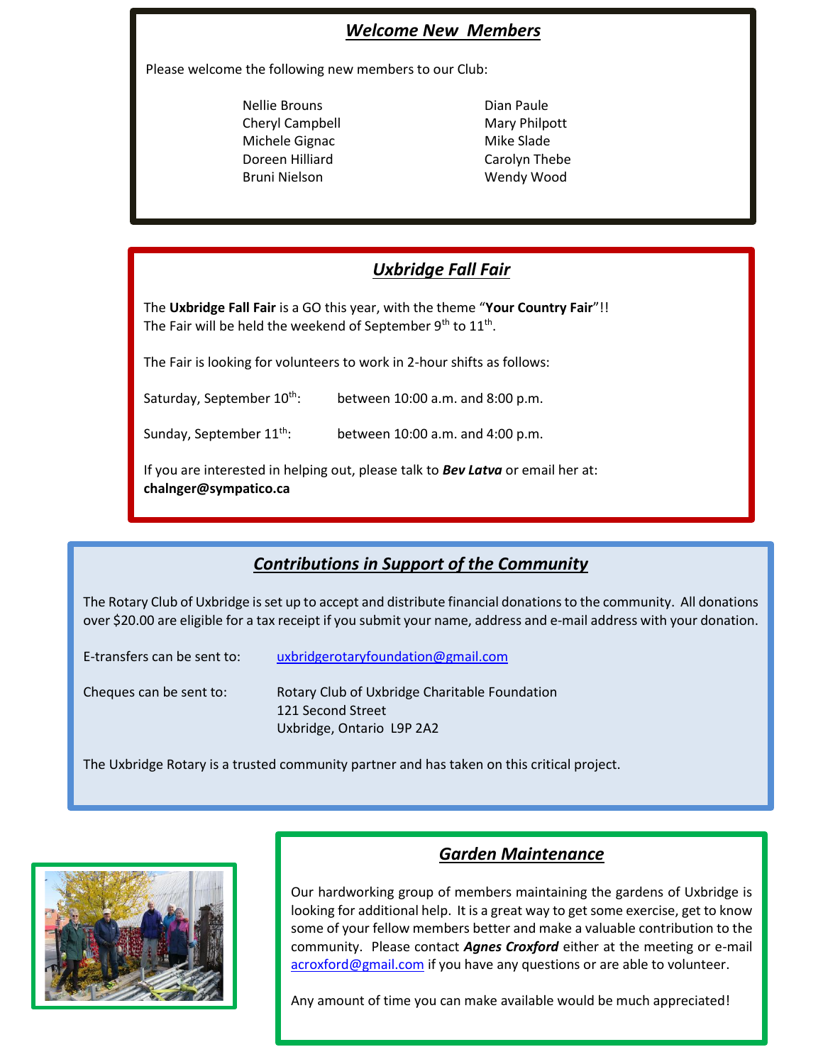## ***Welcome New Members***

Please welcome the following new members to our Club:

- Nellie Brouns
- Cheryl Campbell
- Michele Gignac
- Doreen Hilliard
- Bruni Nielson
- Dian Paule
- Mary Philpott
- Mike Slade
- Carolyn Thebe
- Wendy Wood

## ***Uxbridge Fall Fair***

The **Uxbridge Fall Fair** is a GO this year, with the theme "**Your Country Fair**"!!
The Fair will be held the weekend of September 9th to 11th.

The Fair is looking for volunteers to work in 2-hour shifts as follows:

Saturday, September 10th: between 10:00 a.m. and 8:00 p.m.

Sunday, September 11th: between 10:00 a.m. and 4:00 p.m.

If you are interested in helping out, please talk to ***Bev Latva*** or email her at:
**chalnger@sympatico.ca**

## ***Contributions in Support of the Community***

The Rotary Club of Uxbridge is set up to accept and distribute financial donations to the community. All donations over $20.00 are eligible for a tax receipt if you submit your name, address and e-mail address with your donation.

E-transfers can be sent to: uxbridgerotaryfoundation@gmail.com

Cheques can be sent to: Rotary Club of Uxbridge Charitable Foundation
121 Second Street
Uxbridge, Ontario L9P 2A2

The Uxbridge Rotary is a trusted community partner and has taken on this critical project.

## ***Garden Maintenance***

Our hardworking group of members maintaining the gardens of Uxbridge is looking for additional help. It is a great way to get some exercise, get to know some of your fellow members better and make a valuable contribution to the community. Please contact ***Agnes Croxford*** either at the meeting or e-mail acroxford@gmail.com if you have any questions or are able to volunteer.

Any amount of time you can make available would be much appreciated!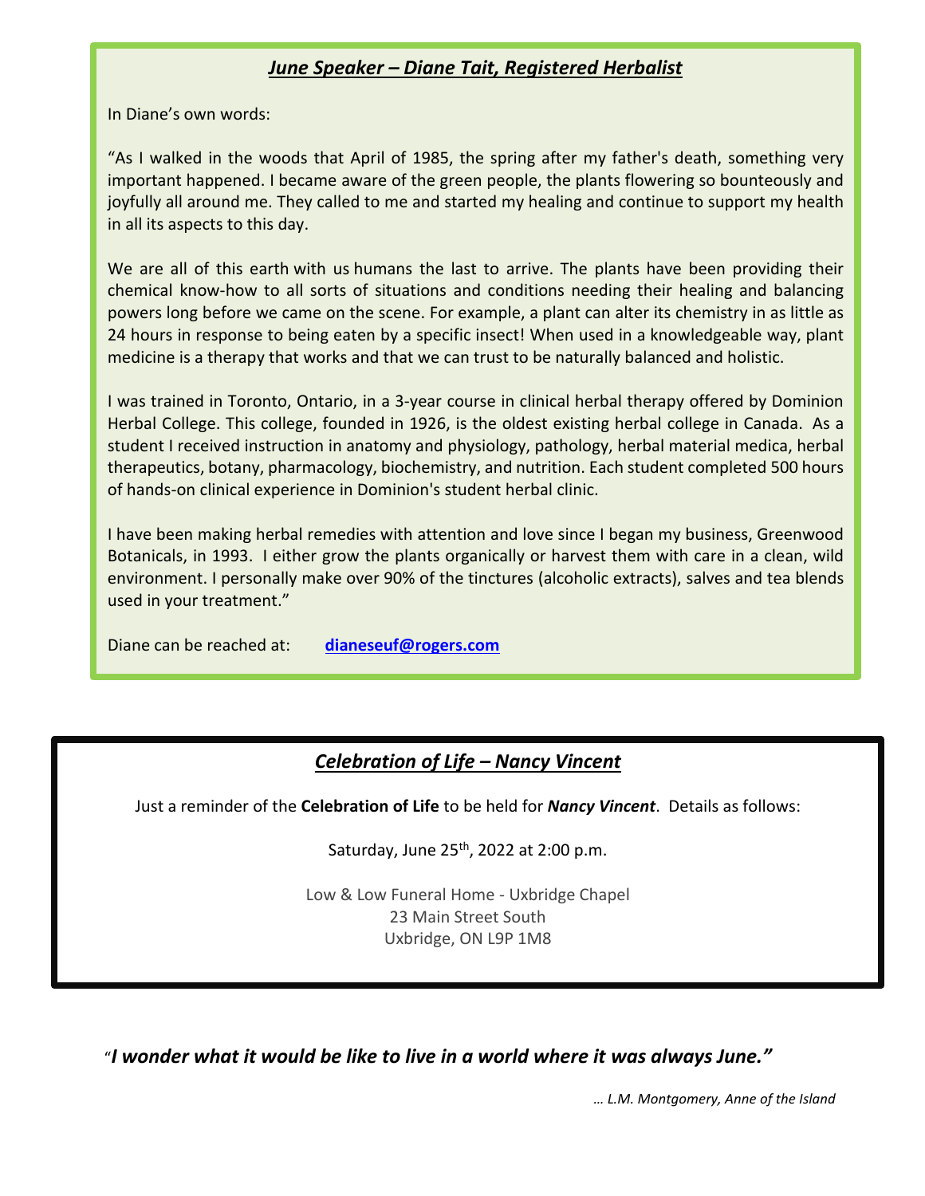## ***June Speaker – Diane Tait, Registered Herbalist***

In Diane's own words:

"As I walked in the woods that April of 1985, the spring after my father's death, something very important happened. I became aware of the green people, the plants flowering so bounteously and joyfully all around me. They called to me and started my healing and continue to support my health in all its aspects to this day.

We are all of this earth with us humans the last to arrive. The plants have been providing their chemical know-how to all sorts of situations and conditions needing their healing and balancing powers long before we came on the scene. For example, a plant can alter its chemistry in as little as 24 hours in response to being eaten by a specific insect! When used in a knowledgeable way, plant medicine is a therapy that works and that we can trust to be naturally balanced and holistic.

I was trained in Toronto, Ontario, in a 3-year course in clinical herbal therapy offered by Dominion Herbal College. This college, founded in 1926, is the oldest existing herbal college in Canada. As a student I received instruction in anatomy and physiology, pathology, herbal material medica, herbal therapeutics, botany, pharmacology, biochemistry, and nutrition. Each student completed 500 hours of hands-on clinical experience in Dominion's student herbal clinic.

I have been making herbal remedies with attention and love since I began my business, Greenwood Botanicals, in 1993. I either grow the plants organically or harvest them with care in a clean, wild environment. I personally make over 90% of the tinctures (alcoholic extracts), salves and tea blends used in your treatment."

Diane can be reached at: **dianeseuf@rogers.com**

## ***Celebration of Life – Nancy Vincent***

Just a reminder of the **Celebration of Life** to be held for ***Nancy Vincent***. Details as follows:

Saturday, June 25th, 2022 at 2:00 p.m.

Low & Low Funeral Home - Uxbridge Chapel
23 Main Street South
Uxbridge, ON L9P 1M8

"***I wonder what it would be like to live in a world where it was always June."***

*… L.M. Montgomery, Anne of the Island*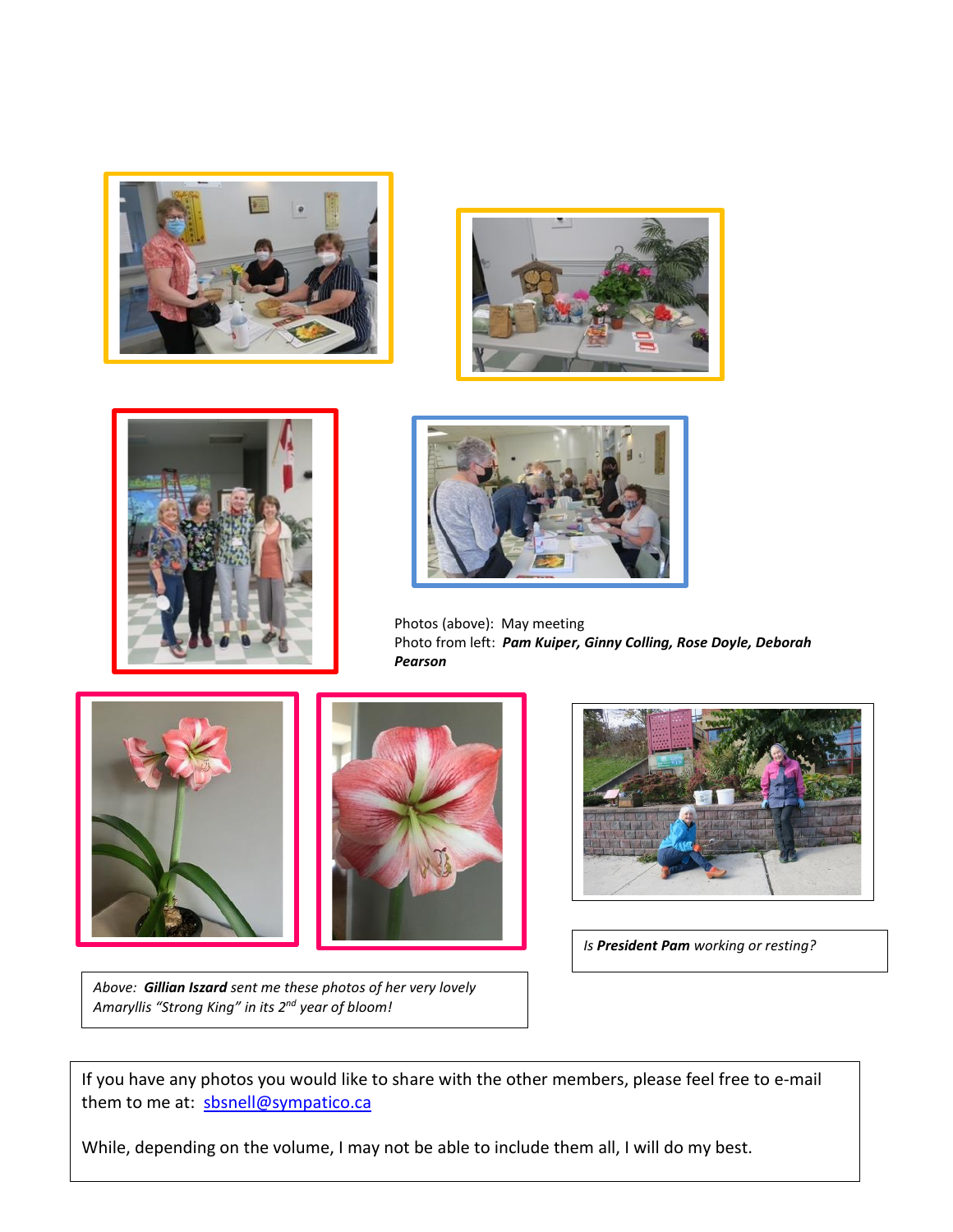Photos (above): May meeting
Photo from left: ***Pam Kuiper, Ginny Colling, Rose Doyle, Deborah Pearson***

*Above: **Gillian Iszard** sent me these photos of her very lovely Amaryllis "Strong King" in its 2nd year of bloom!*

*Is **President Pam** working or resting?*

If you have any photos you would like to share with the other members, please feel free to e-mail them to me at: sbsnell@sympatico.ca

While, depending on the volume, I may not be able to include them all, I will do my best.